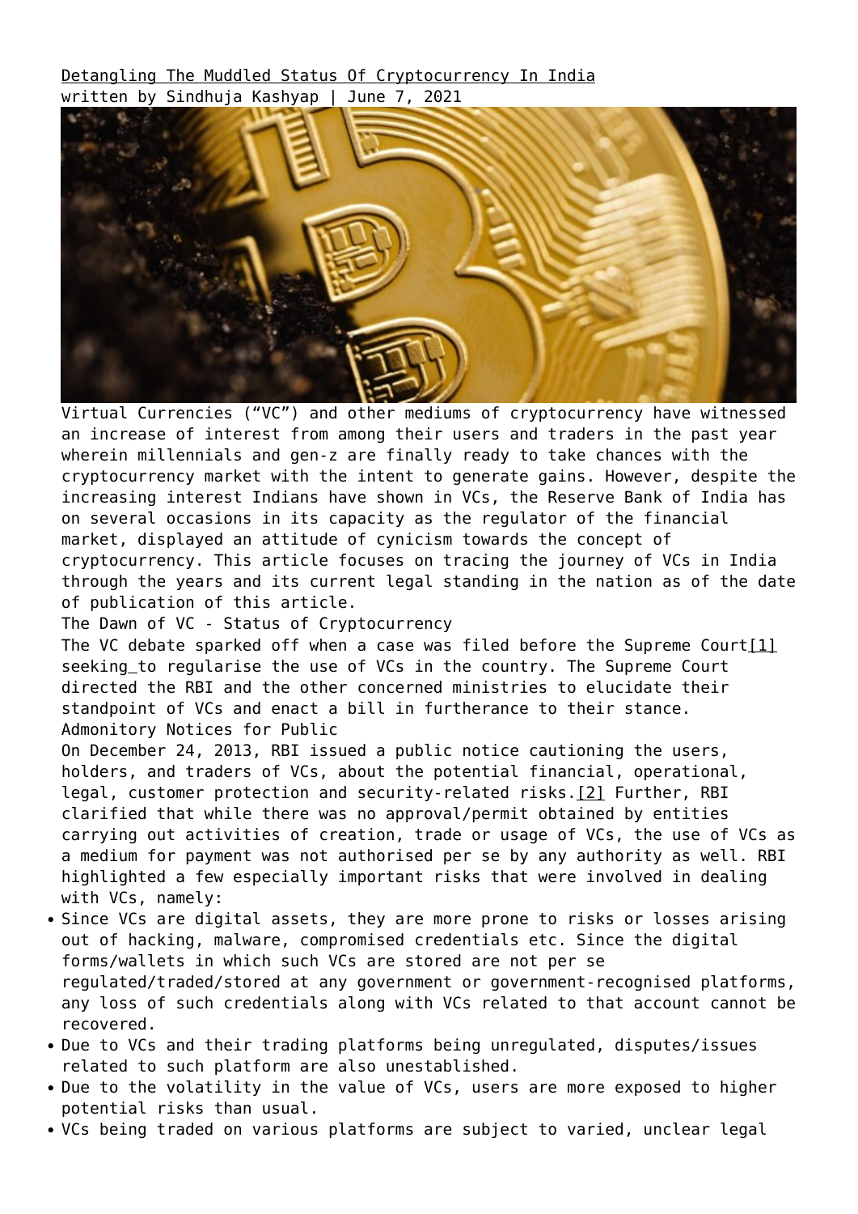# Detangling The Muddled Status Of Cryptocurrency In India

written by Sindhuja Kashyap | June 7, 2021

Virtual Currencies ("VC") and other mediums of cryptocurrency have witnessed an increase of interest from among their users and traders in the past year wherein millennials and gen-z are finally ready to take chances with the cryptocurrency market with the intent to generate gains. However, despite the increasing interest Indians have shown in VCs, the Reserve Bank of India has on several occasions in its capacity as the regulator of the financial market, displayed an attitude of cynicism towards the concept of cryptocurrency. This article focuses on tracing the journey of VCs in India through the years and its current legal standing in the nation as of the date of publication of this article.

## The Dawn of VC - Status of Cryptocurrency

The VC debate sparked off when a case was filed before the Supreme Court[1] seeking_to regularise the use of VCs in the country. The Supreme Court directed the RBI and the other concerned ministries to elucidate their standpoint of VCs and enact a bill in furtherance to their stance.

## Admonitory Notices for Public

On December 24, 2013, RBI issued a public notice cautioning the users, holders, and traders of VCs, about the potential financial, operational, legal, customer protection and security-related risks.[2] Further, RBI clarified that while there was no approval/permit obtained by entities carrying out activities of creation, trade or usage of VCs, the use of VCs as a medium for payment was not authorised per se by any authority as well. RBI highlighted a few especially important risks that were involved in dealing with VCs, namely:

- Since VCs are digital assets, they are more prone to risks or losses arising out of hacking, malware, compromised credentials etc. Since the digital forms/wallets in which such VCs are stored are not per se regulated/traded/stored at any government or government-recognised platforms, any loss of such credentials along with VCs related to that account cannot be recovered.
- Due to VCs and their trading platforms being unregulated, disputes/issues related to such platform are also unestablished.
- Due to the volatility in the value of VCs, users are more exposed to higher potential risks than usual.
- VCs being traded on various platforms are subject to varied, unclear legal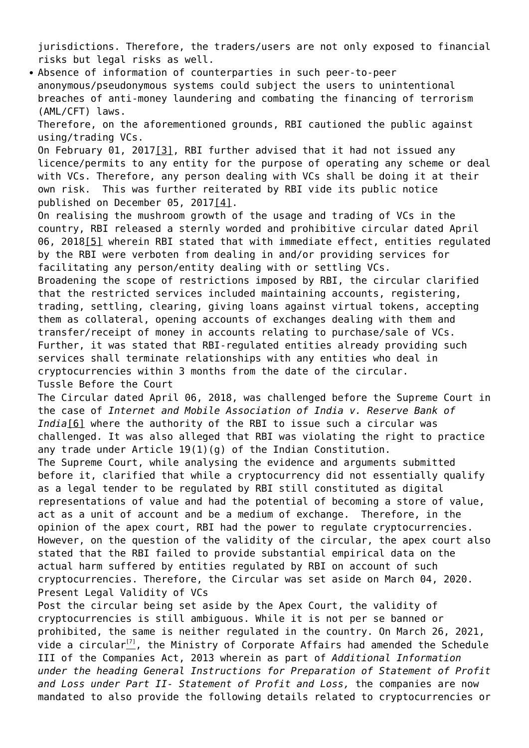jurisdictions. Therefore, the traders/users are not only exposed to financial risks but legal risks as well.

- Absence of information of counterparties in such peer-to-peer anonymous/pseudonymous systems could subject the users to unintentional breaches of anti-money laundering and combating the financing of terrorism (AML/CFT) laws.

Therefore, on the aforementioned grounds, RBI cautioned the public against using/trading VCs.

On February 01, 2017[3], RBI further advised that it had not issued any licence/permits to any entity for the purpose of operating any scheme or deal with VCs. Therefore, any person dealing with VCs shall be doing it at their own risk. This was further reiterated by RBI vide its public notice published on December 05, 2017[4].

On realising the mushroom growth of the usage and trading of VCs in the country, RBI released a sternly worded and prohibitive circular dated April 06, 2018[5] wherein RBI stated that with immediate effect, entities regulated by the RBI were verboten from dealing in and/or providing services for facilitating any person/entity dealing with or settling VCs.

Broadening the scope of restrictions imposed by RBI, the circular clarified that the restricted services included maintaining accounts, registering, trading, settling, clearing, giving loans against virtual tokens, accepting them as collateral, opening accounts of exchanges dealing with them and transfer/receipt of money in accounts relating to purchase/sale of VCs. Further, it was stated that RBI-regulated entities already providing such services shall terminate relationships with any entities who deal in cryptocurrencies within 3 months from the date of the circular.

Tussle Before the Court

The Circular dated April 06, 2018, was challenged before the Supreme Court in the case of *Internet and Mobile Association of India v. Reserve Bank of India*[6] where the authority of the RBI to issue such a circular was challenged. It was also alleged that RBI was violating the right to practice any trade under Article 19(1)(g) of the Indian Constitution.

The Supreme Court, while analysing the evidence and arguments submitted before it, clarified that while a cryptocurrency did not essentially qualify as a legal tender to be regulated by RBI still constituted as digital representations of value and had the potential of becoming a store of value, act as a unit of account and be a medium of exchange. Therefore, in the opinion of the apex court, RBI had the power to regulate cryptocurrencies. However, on the question of the validity of the circular, the apex court also stated that the RBI failed to provide substantial empirical data on the actual harm suffered by entities regulated by RBI on account of such cryptocurrencies. Therefore, the Circular was set aside on March 04, 2020.

Present Legal Validity of VCs

Post the circular being set aside by the Apex Court, the validity of cryptocurrencies is still ambiguous. While it is not per se banned or prohibited, the same is neither regulated in the country. On March 26, 2021, vide a circular[7], the Ministry of Corporate Affairs had amended the Schedule III of the Companies Act, 2013 wherein as part of *Additional Information under the heading General Instructions for Preparation of Statement of Profit and Loss under Part II- Statement of Profit and Loss,* the companies are now mandated to also provide the following details related to cryptocurrencies or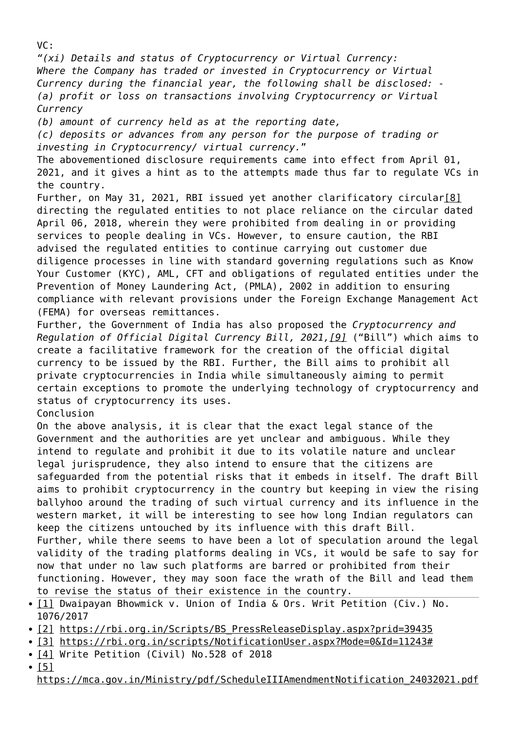VC:

*"(xi) Details and status of Cryptocurrency or Virtual Currency:*
*Where the Company has traded or invested in Cryptocurrency or Virtual Currency during the financial year, the following shall be disclosed: -*
*(a) profit or loss on transactions involving Cryptocurrency or Virtual Currency*
*(b) amount of currency held as at the reporting date,*
*(c) deposits or advances from any person for the purpose of trading or investing in Cryptocurrency/ virtual currency.*"

The abovementioned disclosure requirements came into effect from April 01, 2021, and it gives a hint as to the attempts made thus far to regulate VCs in the country.

Further, on May 31, 2021, RBI issued yet another clarificatory circular[8] directing the regulated entities to not place reliance on the circular dated April 06, 2018, wherein they were prohibited from dealing in or providing services to people dealing in VCs. However, to ensure caution, the RBI advised the regulated entities to continue carrying out customer due diligence processes in line with standard governing regulations such as Know Your Customer (KYC), AML, CFT and obligations of regulated entities under the Prevention of Money Laundering Act, (PMLA), 2002 in addition to ensuring compliance with relevant provisions under the Foreign Exchange Management Act (FEMA) for overseas remittances.

Further, the Government of India has also proposed the *Cryptocurrency and Regulation of Official Digital Currency Bill, 2021,*[9] ("Bill") which aims to create a facilitative framework for the creation of the official digital currency to be issued by the RBI. Further, the Bill aims to prohibit all private cryptocurrencies in India while simultaneously aiming to permit certain exceptions to promote the underlying technology of cryptocurrency and status of cryptocurrency its uses.

Conclusion

On the above analysis, it is clear that the exact legal stance of the Government and the authorities are yet unclear and ambiguous. While they intend to regulate and prohibit it due to its volatile nature and unclear legal jurisprudence, they also intend to ensure that the citizens are safeguarded from the potential risks that it embeds in itself. The draft Bill aims to prohibit cryptocurrency in the country but keeping in view the rising ballyhoo around the trading of such virtual currency and its influence in the western market, it will be interesting to see how long Indian regulators can keep the citizens untouched by its influence with this draft Bill.

Further, while there seems to have been a lot of speculation around the legal validity of the trading platforms dealing in VCs, it would be safe to say for now that under no law such platforms are barred or prohibited from their functioning. However, they may soon face the wrath of the Bill and lead them to revise the status of their existence in the country.

- [1] Dwaipayan Bhowmick v. Union of India & Ors. Writ Petition (Civ.) No. 1076/2017
- [2] https://rbi.org.in/Scripts/BS_PressReleaseDisplay.aspx?prid=39435
- [3] https://rbi.org.in/scripts/NotificationUser.aspx?Mode=0&Id=11243#
- [4] Write Petition (Civil) No.528 of 2018
- [5] https://mca.gov.in/Ministry/pdf/ScheduleIIIAmendmentNotification_24032021.pdf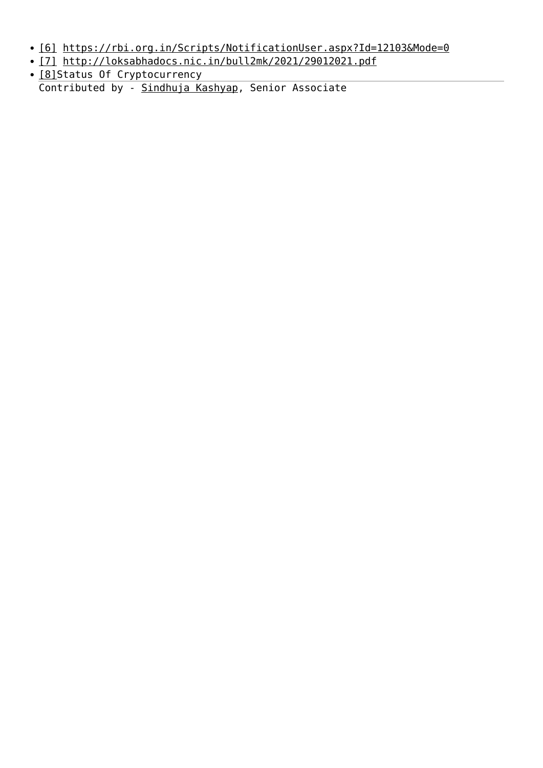- [6] https://rbi.org.in/Scripts/NotificationUser.aspx?Id=12103&Mode=0
- [7] http://loksabhadocs.nic.in/bull2mk/2021/29012021.pdf
- [8]Status Of Cryptocurrency

---

Contributed by - Sindhuja Kashyap, Senior Associate